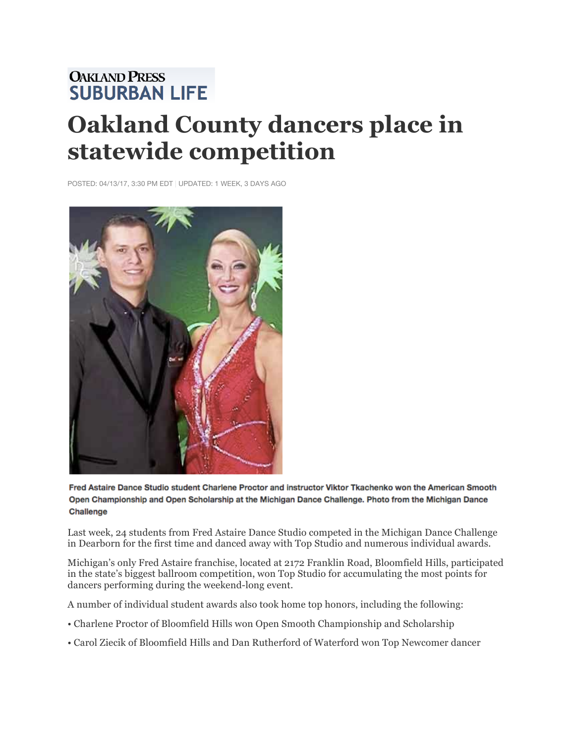OAKLAND PRESS
SUBURBAN LIFE

# Oakland County dancers place in statewide competition

POSTED: 04/13/17, 3:30 PM EDT | UPDATED: 1 WEEK, 3 DAYS AGO

**Fred Astaire Dance Studio student Charlene Proctor and instructor Viktor Tkachenko won the American Smooth Open Championship and Open Scholarship at the Michigan Dance Challenge. Photo from the Michigan Dance Challenge**

Last week, 24 students from Fred Astaire Dance Studio competed in the Michigan Dance Challenge in Dearborn for the first time and danced away with Top Studio and numerous individual awards.

Michigan's only Fred Astaire franchise, located at 2172 Franklin Road, Bloomfield Hills, participated in the state's biggest ballroom competition, won Top Studio for accumulating the most points for dancers performing during the weekend-long event.

A number of individual student awards also took home top honors, including the following:

• Charlene Proctor of Bloomfield Hills won Open Smooth Championship and Scholarship

• Carol Ziecik of Bloomfield Hills and Dan Rutherford of Waterford won Top Newcomer dancer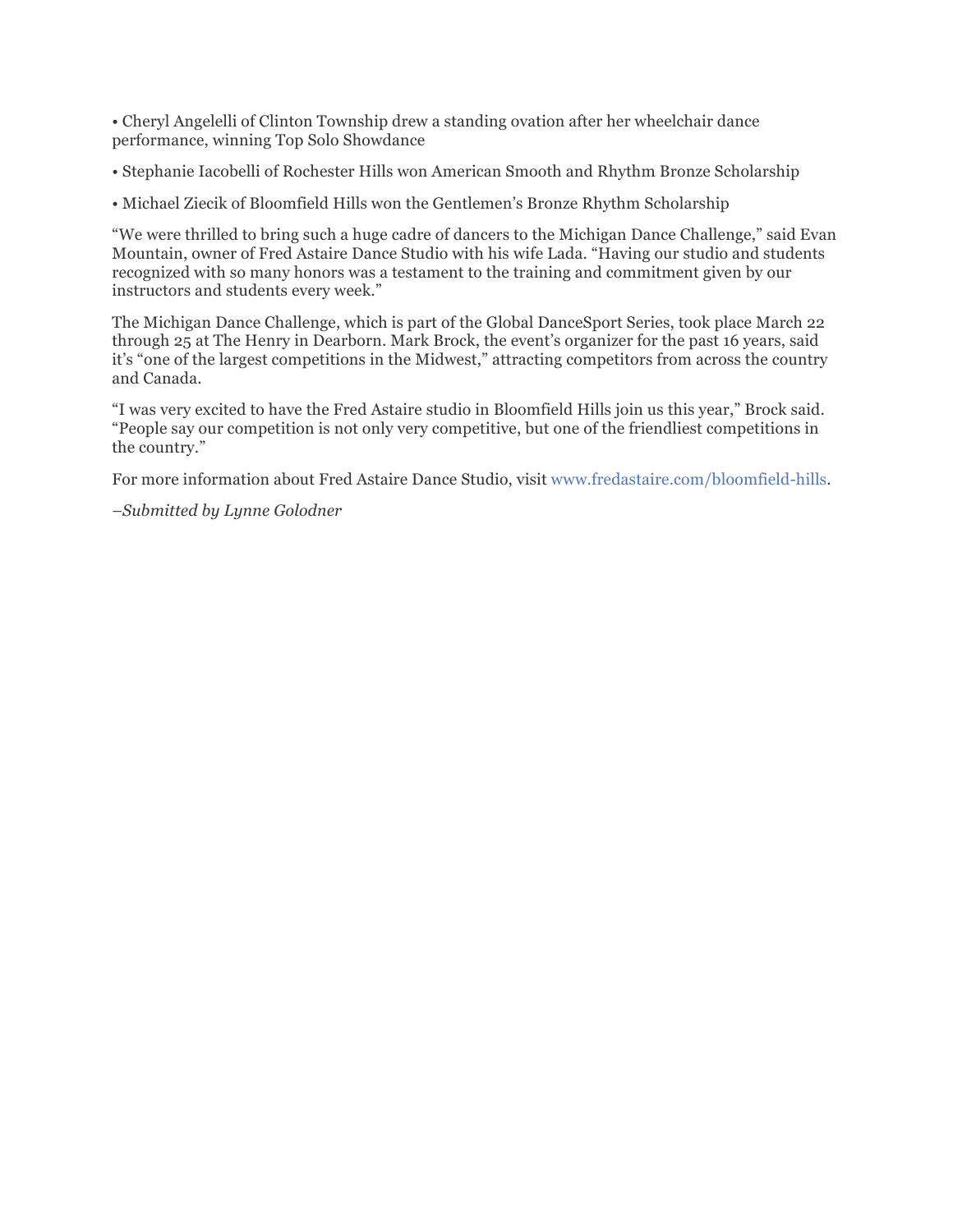- Cheryl Angelelli of Clinton Township drew a standing ovation after her wheelchair dance performance, winning Top Solo Showdance
- Stephanie Iacobelli of Rochester Hills won American Smooth and Rhythm Bronze Scholarship
- Michael Ziecik of Bloomfield Hills won the Gentlemen's Bronze Rhythm Scholarship

"We were thrilled to bring such a huge cadre of dancers to the Michigan Dance Challenge," said Evan Mountain, owner of Fred Astaire Dance Studio with his wife Lada. "Having our studio and students recognized with so many honors was a testament to the training and commitment given by our instructors and students every week."

The Michigan Dance Challenge, which is part of the Global DanceSport Series, took place March 22 through 25 at The Henry in Dearborn. Mark Brock, the event's organizer for the past 16 years, said it's "one of the largest competitions in the Midwest," attracting competitors from across the country and Canada.

"I was very excited to have the Fred Astaire studio in Bloomfield Hills join us this year," Brock said. "People say our competition is not only very competitive, but one of the friendliest competitions in the country."

For more information about Fred Astaire Dance Studio, visit www.fredastaire.com/bloomfield-hills.

*–Submitted by Lynne Golodner*